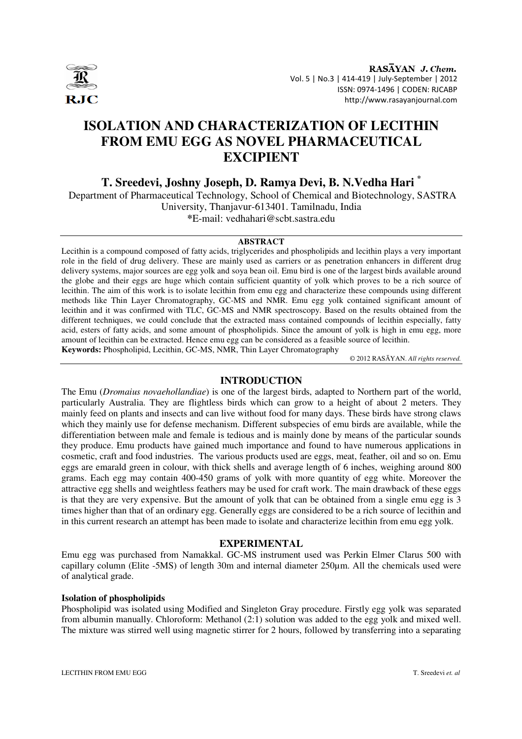# ISOLATION AND CHARACTERIZATION OF LECITHIN FROM EMU EGG AS NOVEL PHARMACEUTICAL EXCIPIENT

**T. Sreedevi, Joshny Joseph, D. Ramya Devi, B. N.Vedha Hari [*]**

Department of Pharmaceutical Technology, School of Chemical and Biotechnology, SASTRA University, Thanjavur-613401. Tamilnadu, India

*E-mail: vedhahari@scbt.sastra.edu

## ABSTRACT

Lecithin is a compound composed of fatty acids, triglycerides and phospholipids and lecithin plays a very important role in the field of drug delivery. These are mainly used as carriers or as penetration enhancers in different drug delivery systems, major sources are egg yolk and soya bean oil. Emu bird is one of the largest birds available around the globe and their eggs are huge which contain sufficient quantity of yolk which proves to be a rich source of lecithin. The aim of this work is to isolate lecithin from emu egg and characterize these compounds using different methods like Thin Layer Chromatography, GC-MS and NMR. Emu egg yolk contained significant amount of lecithin and it was confirmed with TLC, GC-MS and NMR spectroscopy. Based on the results obtained from the different techniques, we could conclude that the extracted mass contained compounds of lecithin especially, fatty acid, esters of fatty acids, and some amount of phospholipids. Since the amount of yolk is high in emu egg, more amount of lecithin can be extracted. Hence emu egg can be considered as a feasible source of lecithin.

**Keywords:** Phospholipid, Lecithin, GC-MS, NMR, Thin Layer Chromatography

© 2012 RASĀYAN. *All rights reserved.*

## INTRODUCTION

The Emu (*Dromaius novaehollandiae*) is one of the largest birds, adapted to Northern part of the world, particularly Australia. They are flightless birds which can grow to a height of about 2 meters. They mainly feed on plants and insects and can live without food for many days. These birds have strong claws which they mainly use for defense mechanism. Different subspecies of emu birds are available, while the differentiation between male and female is tedious and is mainly done by means of the particular sounds they produce. Emu products have gained much importance and found to have numerous applications in cosmetic, craft and food industries. The various products used are eggs, meat, feather, oil and so on. Emu eggs are emarald green in colour, with thick shells and average length of 6 inches, weighing around 800 grams. Each egg may contain 400-450 grams of yolk with more quantity of egg white. Moreover the attractive egg shells and weightless feathers may be used for craft work. The main drawback of these eggs is that they are very expensive. But the amount of yolk that can be obtained from a single emu egg is 3 times higher than that of an ordinary egg. Generally eggs are considered to be a rich source of lecithin and in this current research an attempt has been made to isolate and characterize lecithin from emu egg yolk.

## EXPERIMENTAL

Emu egg was purchased from Namakkal. GC-MS instrument used was Perkin Elmer Clarus 500 with capillary column (Elite -5MS) of length 30m and internal diameter 250μm. All the chemicals used were of analytical grade.

### Isolation of phospholipids

Phospholipid was isolated using Modified and Singleton Gray procedure. Firstly egg yolk was separated from albumin manually. Chloroform: Methanol (2:1) solution was added to the egg yolk and mixed well. The mixture was stirred well using magnetic stirrer for 2 hours, followed by transferring into a separating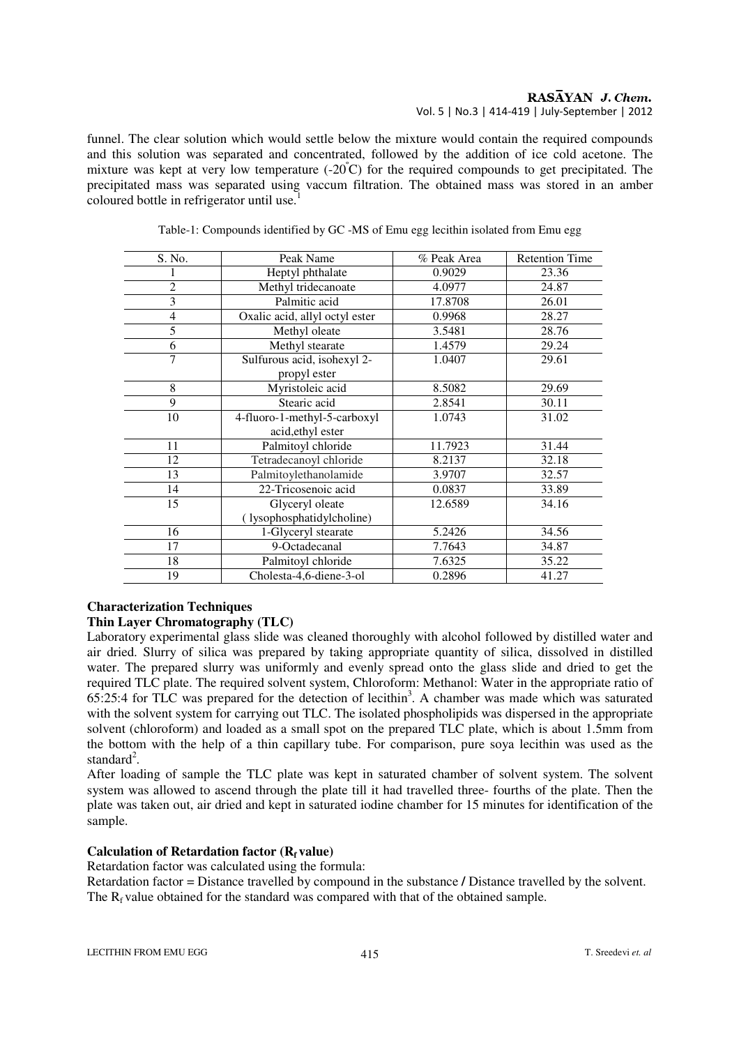funnel. The clear solution which would settle below the mixture would contain the required compounds and this solution was separated and concentrated, followed by the addition of ice cold acetone. The mixture was kept at very low temperature (-20°C) for the required compounds to get precipitated. The precipitated mass was separated using vaccum filtration. The obtained mass was stored in an amber coloured bottle in refrigerator until use.[1]

Table-1: Compounds identified by GC -MS of Emu egg lecithin isolated from Emu egg

| S. No. | Peak Name | % Peak Area | Retention Time |
|---|---|---|---|
| 1 | Heptyl phthalate | 0.9029 | 23.36 |
| 2 | Methyl tridecanoate | 4.0977 | 24.87 |
| 3 | Palmitic acid | 17.8708 | 26.01 |
| 4 | Oxalic acid, allyl octyl ester | 0.9968 | 28.27 |
| 5 | Methyl oleate | 3.5481 | 28.76 |
| 6 | Methyl stearate | 1.4579 | 29.24 |
| 7 | Sulfurous acid, isohexyl 2-propyl ester | 1.0407 | 29.61 |
| 8 | Myristoleic acid | 8.5082 | 29.69 |
| 9 | Stearic acid | 2.8541 | 30.11 |
| 10 | 4-fluoro-1-methyl-5-carboxyl acid,ethyl ester | 1.0743 | 31.02 |
| 11 | Palmitoyl chloride | 11.7923 | 31.44 |
| 12 | Tetradecanoyl chloride | 8.2137 | 32.18 |
| 13 | Palmitoylethanolamide | 3.9707 | 32.57 |
| 14 | 22-Tricosenoic acid | 0.0837 | 33.89 |
| 15 | Glyceryl oleate ( lysophosphatidylcholine) | 12.6589 | 34.16 |
| 16 | 1-Glyceryl stearate | 5.2426 | 34.56 |
| 17 | 9-Octadecanal | 7.7643 | 34.87 |
| 18 | Palmitoyl chloride | 7.6325 | 35.22 |
| 19 | Cholesta-4,6-diene-3-ol | 0.2896 | 41.27 |

**Characterization Techniques**

**Thin Layer Chromatography (TLC)**

Laboratory experimental glass slide was cleaned thoroughly with alcohol followed by distilled water and air dried. Slurry of silica was prepared by taking appropriate quantity of silica, dissolved in distilled water. The prepared slurry was uniformly and evenly spread onto the glass slide and dried to get the required TLC plate. The required solvent system, Chloroform: Methanol: Water in the appropriate ratio of 65:25:4 for TLC was prepared for the detection of lecithin[3]. A chamber was made which was saturated with the solvent system for carrying out TLC. The isolated phospholipids was dispersed in the appropriate solvent (chloroform) and loaded as a small spot on the prepared TLC plate, which is about 1.5mm from the bottom with the help of a thin capillary tube. For comparison, pure soya lecithin was used as the standard[2].

After loading of sample the TLC plate was kept in saturated chamber of solvent system. The solvent system was allowed to ascend through the plate till it had travelled three- fourths of the plate. Then the plate was taken out, air dried and kept in saturated iodine chamber for 15 minutes for identification of the sample.

**Calculation of Retardation factor ($R_f$ value)**

Retardation factor was calculated using the formula:

Retardation factor = Distance travelled by compound in the substance / Distance travelled by the solvent.

The $R_f$ value obtained for the standard was compared with that of the obtained sample.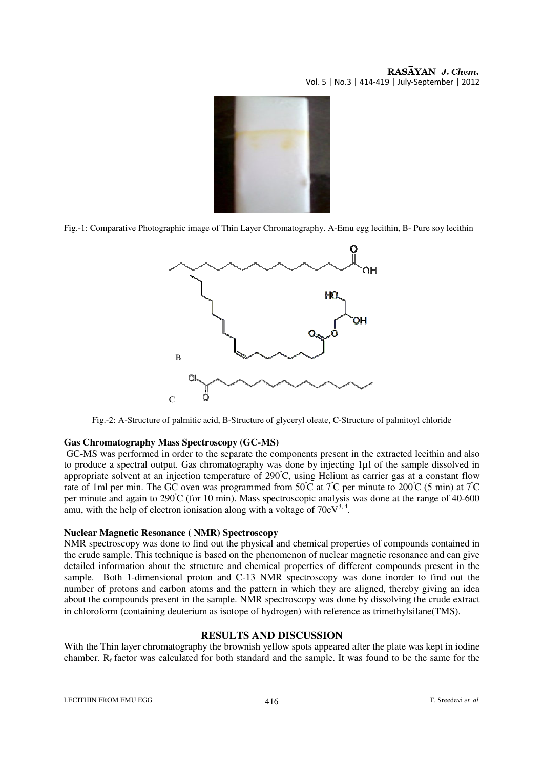Fig.-1: Comparative Photographic image of Thin Layer Chromatography. A-Emu egg lecithin, B- Pure soy lecithin

Fig.-2: A-Structure of palmitic acid, B-Structure of glyceryl oleate, C-Structure of palmitoyl chloride

**Gas Chromatography Mass Spectroscopy (GC-MS)**

GC-MS was performed in order to the separate the components present in the extracted lecithin and also to produce a spectral output. Gas chromatography was done by injecting 1µl of the sample dissolved in appropriate solvent at an injection temperature of 290°C, using Helium as carrier gas at a constant flow rate of 1ml per min. The GC oven was programmed from 50°C at 7°C per minute to 200°C (5 min) at 7°C per minute and again to 290°C (for 10 min). Mass spectroscopic analysis was done at the range of 40-600 amu, with the help of electron ionisation along with a voltage of 70eV[3, 4].

**Nuclear Magnetic Resonance ( NMR) Spectroscopy**

NMR spectroscopy was done to find out the physical and chemical properties of compounds contained in the crude sample. This technique is based on the phenomenon of nuclear magnetic resonance and can give detailed information about the structure and chemical properties of different compounds present in the sample. Both 1-dimensional proton and C-13 NMR spectroscopy was done inorder to find out the number of protons and carbon atoms and the pattern in which they are aligned, thereby giving an idea about the compounds present in the sample. NMR spectroscopy was done by dissolving the crude extract in chloroform (containing deuterium as isotope of hydrogen) with reference as trimethylsilane(TMS).

## RESULTS AND DISCUSSION

With the Thin layer chromatography the brownish yellow spots appeared after the plate was kept in iodine chamber. $R_f$ factor was calculated for both standard and the sample. It was found to be the same for the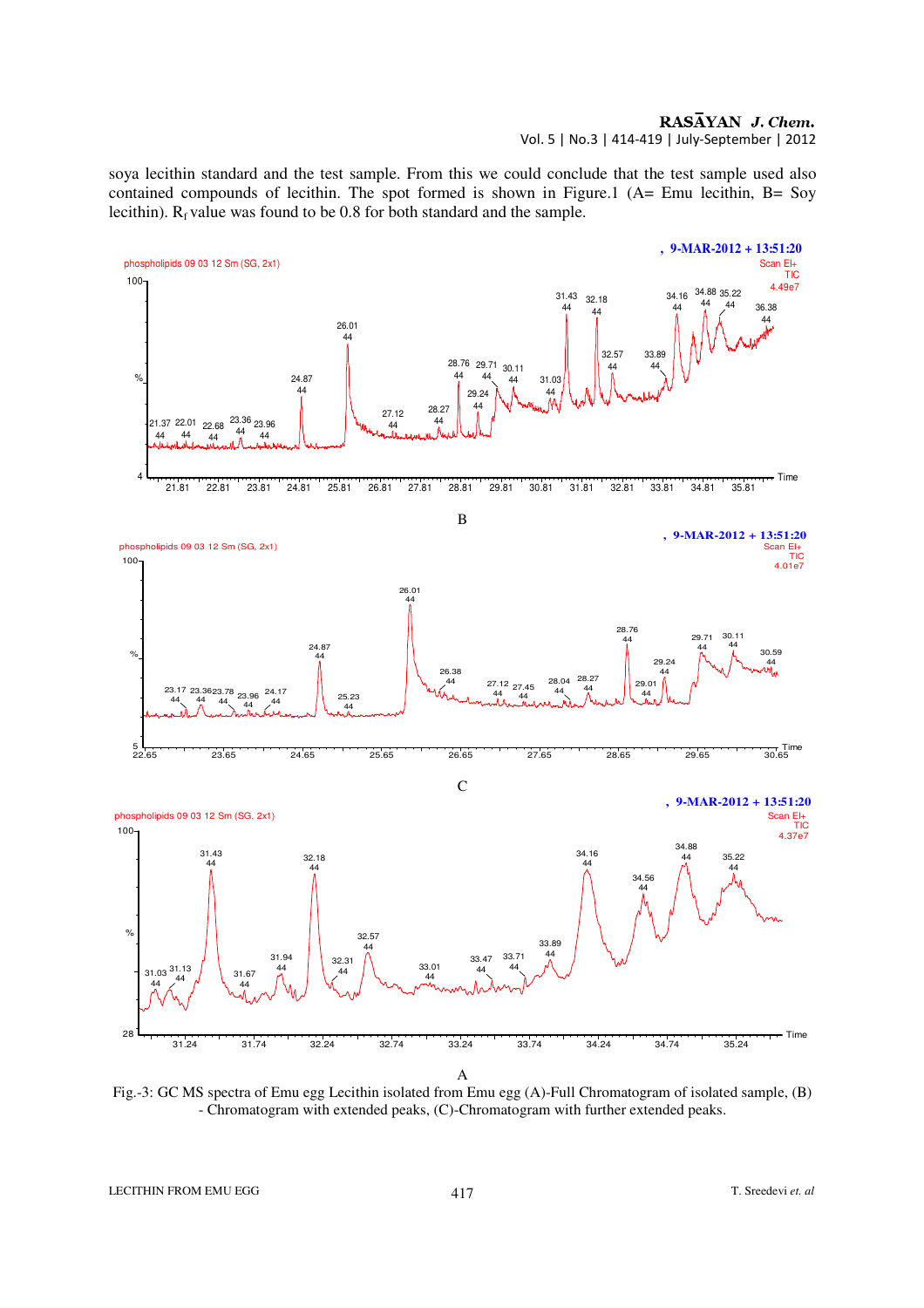soya lecithin standard and the test sample. From this we could conclude that the test sample used also contained compounds of lecithin. The spot formed is shown in Figure.1 (A= Emu lecithin, B= Soy lecithin). $R_f$ value was found to be 0.8 for both standard and the sample.

B

C

A

Fig.-3: GC MS spectra of Emu egg Lecithin isolated from Emu egg (A)-Full Chromatogram of isolated sample, (B) - Chromatogram with extended peaks, (C)-Chromatogram with further extended peaks.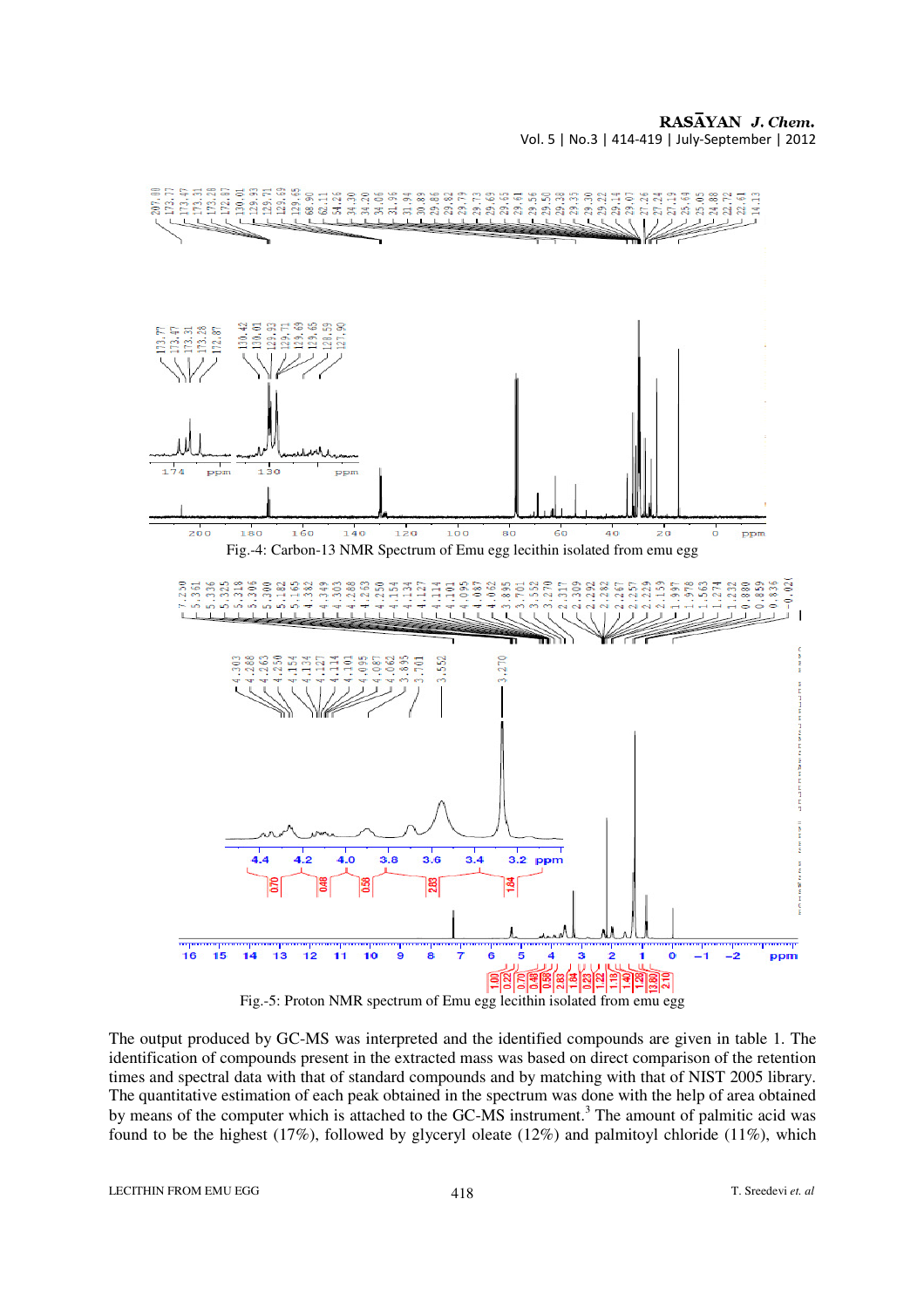Fig.-4: Carbon-13 NMR Spectrum of Emu egg lecithin isolated from emu egg

Fig.-5: Proton NMR spectrum of Emu egg lecithin isolated from emu egg

The output produced by GC-MS was interpreted and the identified compounds are given in table 1. The identification of compounds present in the extracted mass was based on direct comparison of the retention times and spectral data with that of standard compounds and by matching with that of NIST 2005 library. The quantitative estimation of each peak obtained in the spectrum was done with the help of area obtained by means of the computer which is attached to the GC-MS instrument.[3] The amount of palmitic acid was found to be the highest (17%), followed by glyceryl oleate (12%) and palmitoyl chloride (11%), which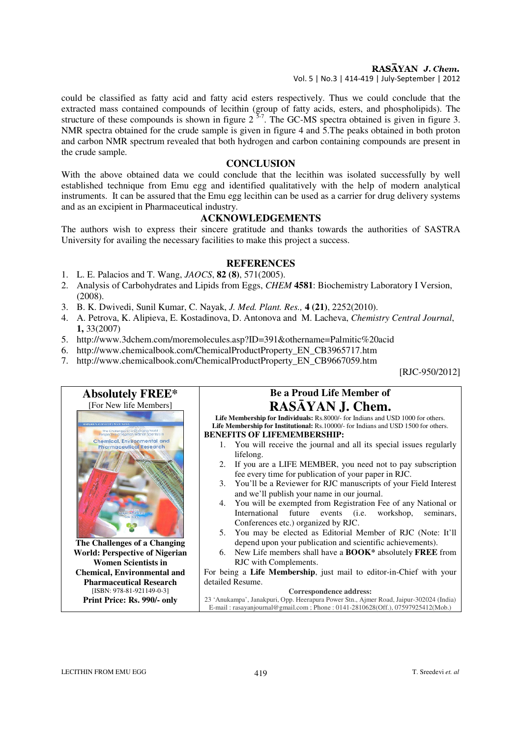could be classified as fatty acid and fatty acid esters respectively. Thus we could conclude that the extracted mass contained compounds of lecithin (group of fatty acids, esters, and phospholipids). The structure of these compounds is shown in figure 2 [5-7]. The GC-MS spectra obtained is given in figure 3. NMR spectra obtained for the crude sample is given in figure 4 and 5.The peaks obtained in both proton and carbon NMR spectrum revealed that both hydrogen and carbon containing compounds are present in the crude sample.

## CONCLUSION

With the above obtained data we could conclude that the lecithin was isolated successfully by well established technique from Emu egg and identified qualitatively with the help of modern analytical instruments. It can be assured that the Emu egg lecithin can be used as a carrier for drug delivery systems and as an excipient in Pharmaceutical industry.

## ACKNOWLEDGEMENTS

The authors wish to express their sincere gratitude and thanks towards the authorities of SASTRA University for availing the necessary facilities to make this project a success.

## REFERENCES

1. L. E. Palacios and T. Wang, *JAOCS*, **82 (8)**, 571(2005).
2. Analysis of Carbohydrates and Lipids from Eggs, *CHEM* **4581**: Biochemistry Laboratory I Version, (2008).
3. B. K. Dwivedi, Sunil Kumar, C. Nayak, *J. Med. Plant. Res.,* **4 (21)**, 2252(2010).
4. A. Petrova, K. Alipieva, E. Kostadinova, D. Antonova and M. Lacheva, *Chemistry Central Journal*, **1,** 33(2007)
5. http://www.3dchem.com/moremolecules.asp?ID=391&othername=Palmitic%20acid
6. http://www.chemicalbook.com/ChemicalProductProperty_EN_CB3965717.htm
7. http://www.chemicalbook.com/ChemicalProductProperty_EN_CB9667059.htm

[RJC-950/2012]

**Absolutely FREE***
[For New life Members]

**The Challenges of a Changing World: Perspective of Nigerian Women Scientists in Chemical, Environmental and Pharmaceutical Research**
[ISBN: 978-81-921149-0-3]
**Print Price: Rs. 990/- only**

**Be a Proud Life Member of**
**RASĀYAN J. Chem.**

**Life Membership for Individuals:** Rs.8000/- for Indians and USD 1000 for others.
**Life Membership for Institutional:** Rs.10000/- for Indians and USD 1500 for others.

**BENEFITS OF LIFEMEMBERSHIP:**

1. You will receive the journal and all its special issues regularly lifelong.
2. If you are a LIFE MEMBER, you need not to pay subscription fee every time for publication of your paper in RJC.
3. You'll be a Reviewer for RJC manuscripts of your Field Interest and we'll publish your name in our journal.
4. You will be exempted from Registration Fee of any National or International future events (i.e. workshop, seminars, Conferences etc.) organized by RJC.
5. You may be elected as Editorial Member of RJC (Note: It'll depend upon your publication and scientific achievements).
6. New Life members shall have a **BOOK*** absolutely **FREE** from RJC with Complements.

For being a **Life Membership**, just mail to editor-in-Chief with your detailed Resume.

**Correspondence address:**
23 'Anukampa', Janakpuri, Opp. Heerapura Power Stn., Ajmer Road, Jaipur-302024 (India)
E-mail : rasayanjournal@gmail.com ; Phone : 0141-2810628(Off.), 07597925412(Mob.)